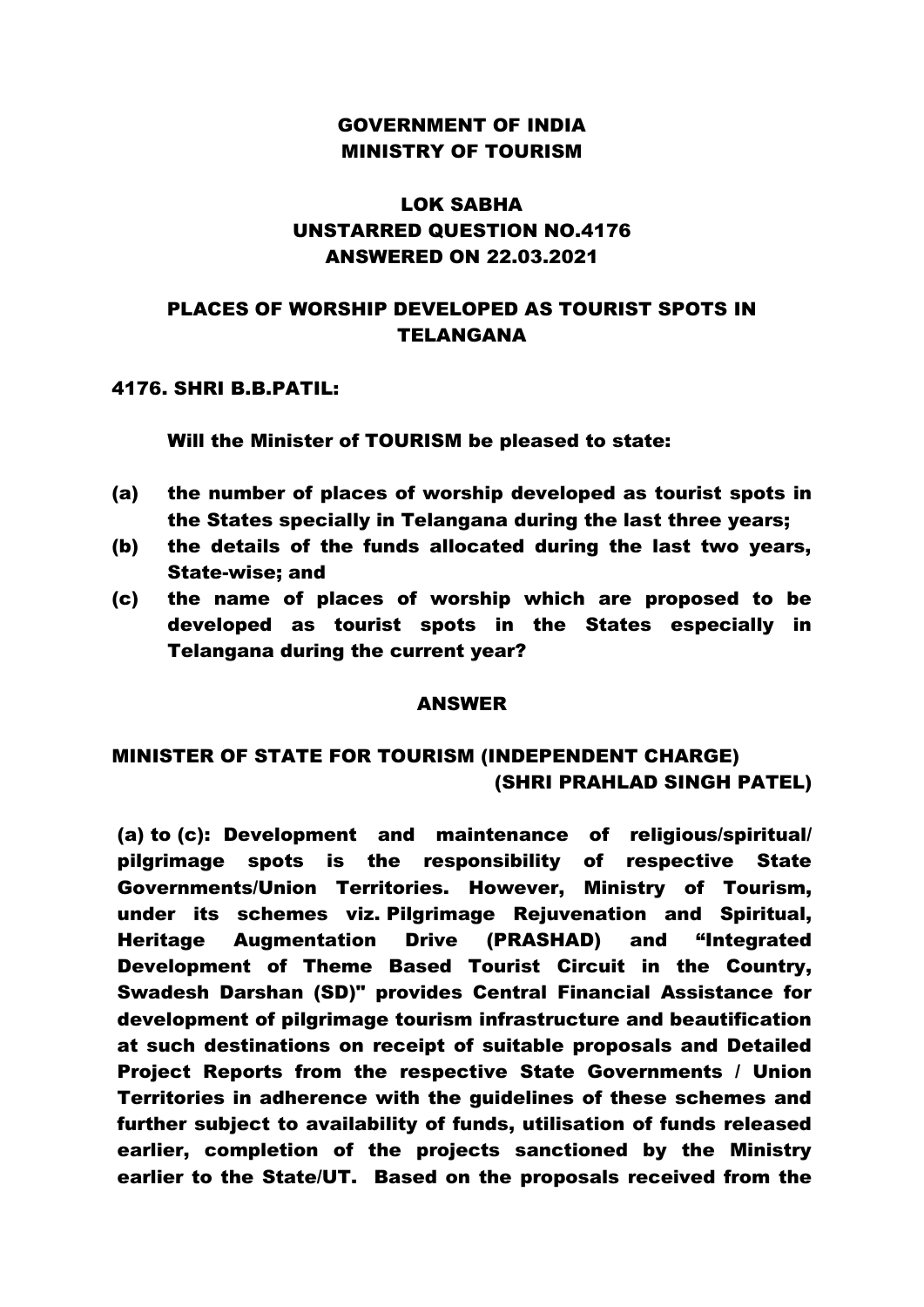# GOVERNMENT OF INDIA
# MINISTRY OF TOURISM

## LOK SABHA
## UNSTARRED QUESTION NO.4176
## ANSWERED ON 22.03.2021

## PLACES OF WORSHIP DEVELOPED AS TOURIST SPOTS IN TELANGANA

**4176. SHRI B.B.PATIL:**

**Will the Minister of TOURISM be pleased to state:**

**(a)** the number of places of worship developed as tourist spots in the States specially in Telangana during the last three years;

**(b)** the details of the funds allocated during the last two years, State-wise; and

**(c)** the name of places of worship which are proposed to be developed as tourist spots in the States especially in Telangana during the current year?

**ANSWER**

**MINISTER OF STATE FOR TOURISM (INDEPENDENT CHARGE)**
**(SHRI PRAHLAD SINGH PATEL)**

**(a) to (c):** Development and maintenance of religious/spiritual/ pilgrimage spots is the responsibility of respective State Governments/Union Territories. However, Ministry of Tourism, under its schemes viz. Pilgrimage Rejuvenation and Spiritual, Heritage Augmentation Drive (PRASHAD) and "Integrated Development of Theme Based Tourist Circuit in the Country, Swadesh Darshan (SD)" provides Central Financial Assistance for development of pilgrimage tourism infrastructure and beautification at such destinations on receipt of suitable proposals and Detailed Project Reports from the respective State Governments / Union Territories in adherence with the guidelines of these schemes and further subject to availability of funds, utilisation of funds released earlier, completion of the projects sanctioned by the Ministry earlier to the State/UT. Based on the proposals received from the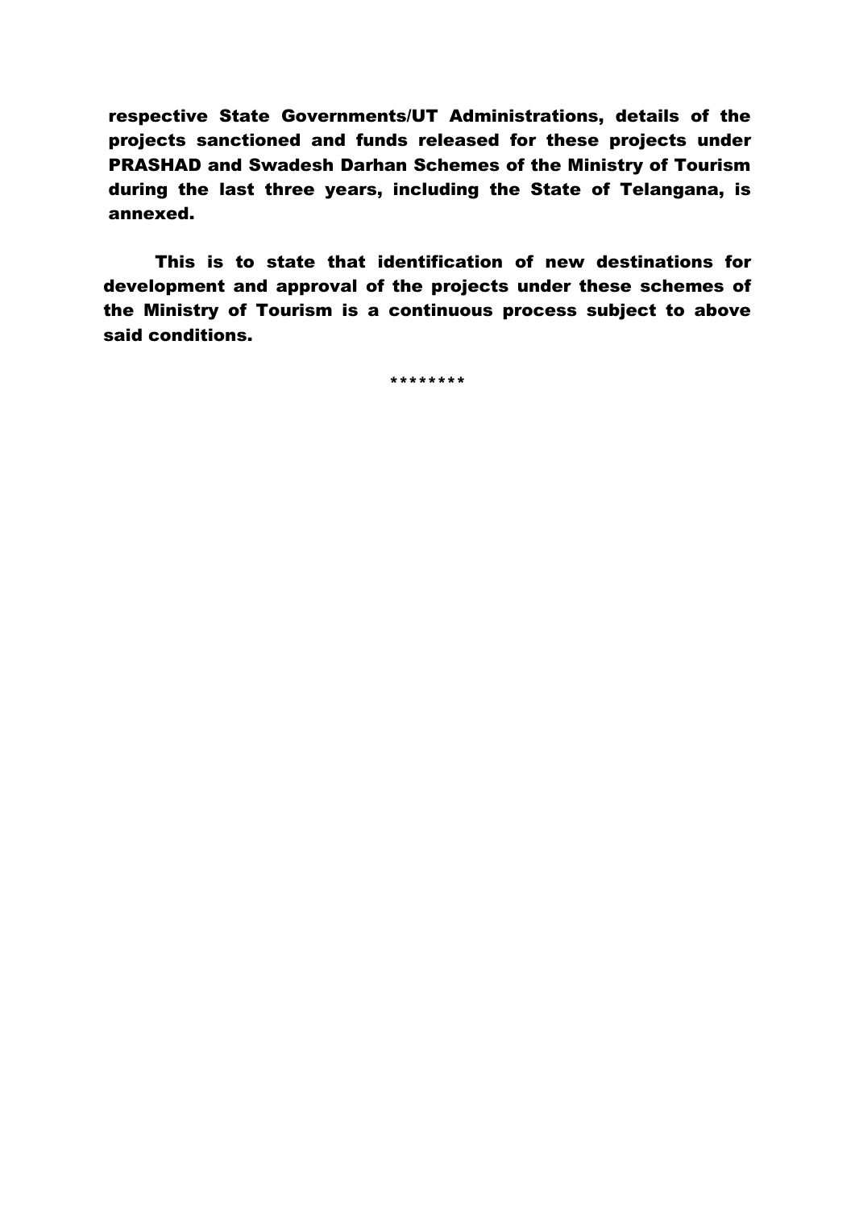**respective State Governments/UT Administrations, details of the projects sanctioned and funds released for these projects under PRASHAD and Swadesh Darhan Schemes of the Ministry of Tourism during the last three years, including the State of Telangana, is annexed.**

**This is to state that identification of new destinations for development and approval of the projects under these schemes of the Ministry of Tourism is a continuous process subject to above said conditions.**

********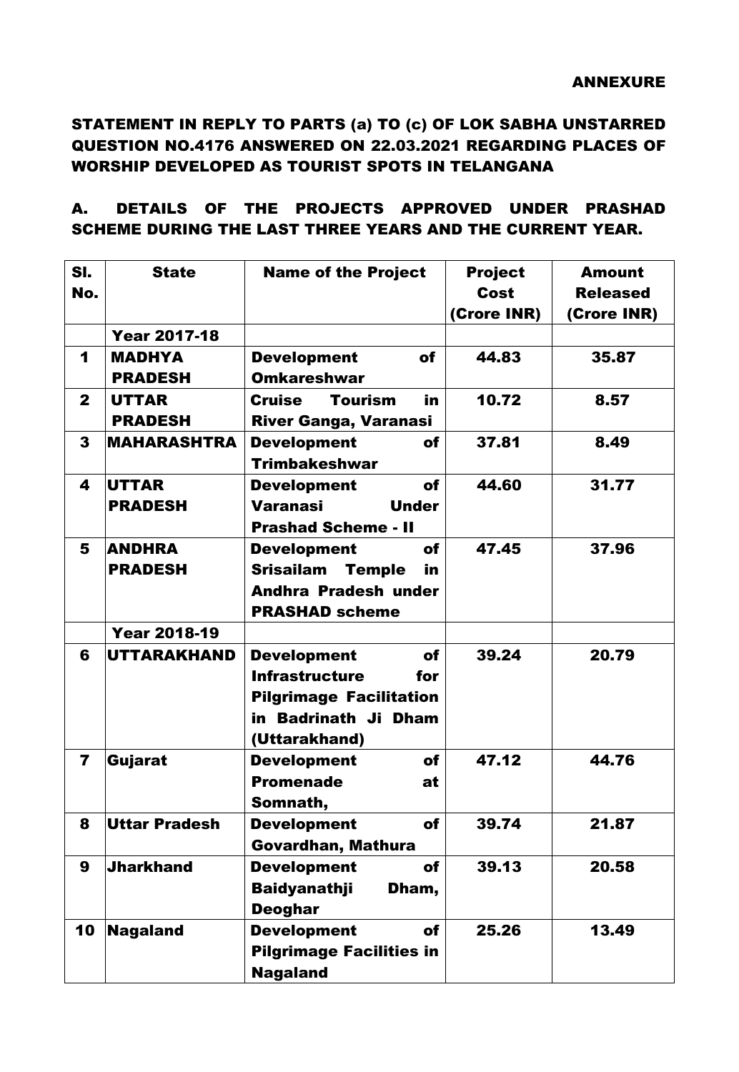ANNEXURE

**STATEMENT IN REPLY TO PARTS (a) TO (c) OF LOK SABHA UNSTARRED QUESTION NO.4176 ANSWERED ON 22.03.2021 REGARDING PLACES OF WORSHIP DEVELOPED AS TOURIST SPOTS IN TELANGANA**

**A. DETAILS OF THE PROJECTS APPROVED UNDER PRASHAD SCHEME DURING THE LAST THREE YEARS AND THE CURRENT YEAR.**

| Sl. No. | State | Name of the Project | Project Cost (Crore INR) | Amount Released (Crore INR) |
|---|---|---|---|---|
| | **Year 2017-18** | | | |
| 1 | MADHYA PRADESH | Development of Omkareshwar | 44.83 | 35.87 |
| 2 | UTTAR PRADESH | Cruise Tourism in River Ganga, Varanasi | 10.72 | 8.57 |
| 3 | MAHARASHTRA | Development of Trimbakeshwar | 37.81 | 8.49 |
| 4 | UTTAR PRADESH | Development of Varanasi Under Prashad Scheme - II | 44.60 | 31.77 |
| 5 | ANDHRA PRADESH | Development of Srisailam Temple in Andhra Pradesh under PRASHAD scheme | 47.45 | 37.96 |
| | **Year 2018-19** | | | |
| 6 | UTTARAKHAND | Development of Infrastructure for Pilgrimage Facilitation in Badrinath Ji Dham (Uttarakhand) | 39.24 | 20.79 |
| 7 | Gujarat | Development of Promenade at Somnath, | 47.12 | 44.76 |
| 8 | Uttar Pradesh | Development of Govardhan, Mathura | 39.74 | 21.87 |
| 9 | Jharkhand | Development of Baidyanathji Dham, Deoghar | 39.13 | 20.58 |
| 10 | Nagaland | Development of Pilgrimage Facilities in Nagaland | 25.26 | 13.49 |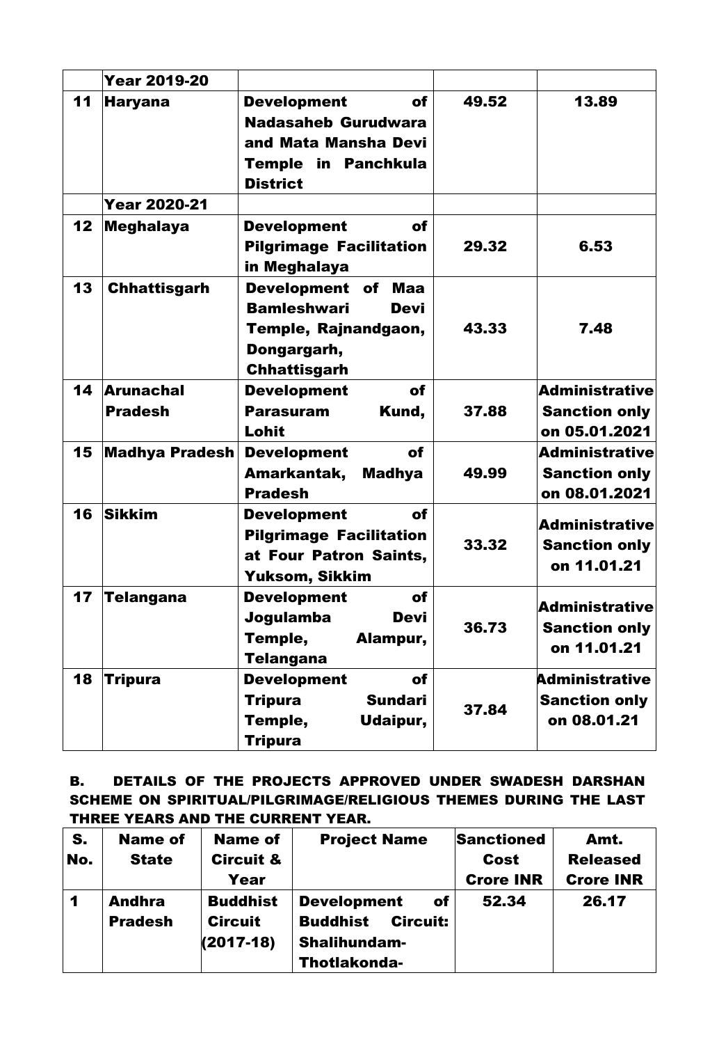| | | | | |
|---|---|---|---|---|
| | **Year 2019-20** | | | |
| **11** | **Haryana** | **Development of Nadasaheb Gurudwara and Mata Mansha Devi Temple in Panchkula District** | **49.52** | **13.89** |
| | **Year 2020-21** | | | |
| **12** | **Meghalaya** | **Development of Pilgrimage Facilitation in Meghalaya** | **29.32** | **6.53** |
| **13** | **Chhattisgarh** | **Development of Maa Bamleshwari Devi Temple, Rajnandgaon, Dongargarh, Chhattisgarh** | **43.33** | **7.48** |
| **14** | **Arunachal Pradesh** | **Development of Parasuram Kund, Lohit** | **37.88** | **Administrative Sanction only on 05.01.2021** |
| **15** | **Madhya Pradesh** | **Development of Amarkantak, Madhya Pradesh** | **49.99** | **Administrative Sanction only on 08.01.2021** |
| **16** | **Sikkim** | **Development of Pilgrimage Facilitation at Four Patron Saints, Yuksom, Sikkim** | **33.32** | **Administrative Sanction only on 11.01.21** |
| **17** | **Telangana** | **Development of Jogulamba Devi Temple, Alampur, Telangana** | **36.73** | **Administrative Sanction only on 11.01.21** |
| **18** | **Tripura** | **Development of Tripura Sundari Temple, Udaipur, Tripura** | **37.84** | **Administrative Sanction only on 08.01.21** |

**B. DETAILS OF THE PROJECTS APPROVED UNDER SWADESH DARSHAN SCHEME ON SPIRITUAL/PILGRIMAGE/RELIGIOUS THEMES DURING THE LAST THREE YEARS AND THE CURRENT YEAR.**

| S. No. | Name of State | Name of Circuit & Year | Project Name | Sanctioned Cost Crore INR | Amt. Released Crore INR |
|---|---|---|---|---|---|
| **1** | **Andhra Pradesh** | **Buddhist Circuit (2017-18)** | **Development of Buddhist Circuit: Shalihundam-Thotlakonda-** | **52.34** | **26.17** |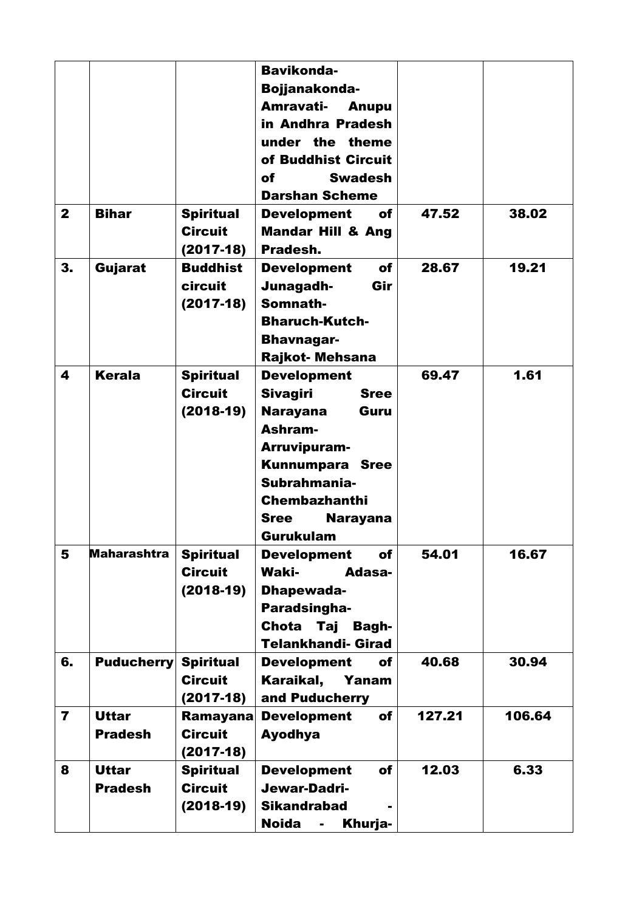| | | | | | |
|---|---|---|---|---|---|
| | | | **Bavikonda-Bojjanakonda-Amravati- Anupu in Andhra Pradesh under the theme of Buddhist Circuit of Swadesh Darshan Scheme** | | |
| **2** | **Bihar** | **Spiritual Circuit (2017-18)** | **Development of Mandar Hill & Ang Pradesh.** | **47.52** | **38.02** |
| **3.** | **Gujarat** | **Buddhist circuit (2017-18)** | **Development of Junagadh- Gir Somnath-Bharuch-Kutch-Bhavnagar-Rajkot- Mehsana** | **28.67** | **19.21** |
| **4** | **Kerala** | **Spiritual Circuit (2018-19)** | **Development Sivagiri Sree Narayana Guru Ashram-Arruvipuram-Kunnumpara Sree Subrahmania-Chembazhanthi Sree Narayana Gurukulam** | **69.47** | **1.61** |
| **5** | **Maharashtra** | **Spiritual Circuit (2018-19)** | **Development of Waki- Adasa-Dhapewada-Paradsingha-Chota Taj Bagh-Telankhandi- Girad** | **54.01** | **16.67** |
| **6.** | **Puducherry** | **Spiritual Circuit (2017-18)** | **Development of Karaikal, Yanam and Puducherry** | **40.68** | **30.94** |
| **7** | **Uttar Pradesh** | **Ramayana Circuit (2017-18)** | **Development of Ayodhya** | **127.21** | **106.64** |
| **8** | **Uttar Pradesh** | **Spiritual Circuit (2018-19)** | **Development of Jewar-Dadri-Sikandrabad - Noida - Khurja-** | **12.03** | **6.33** |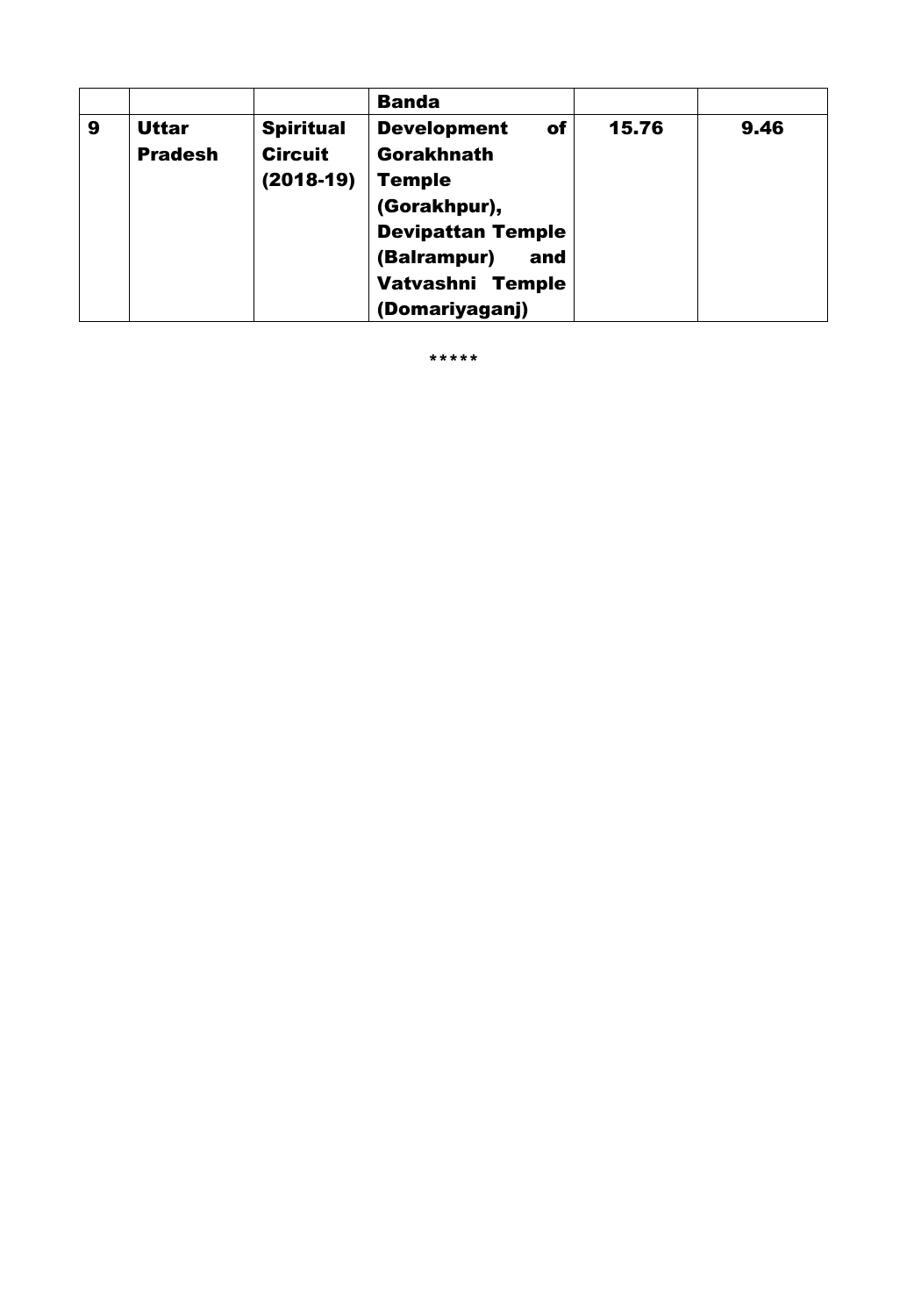| | | | | | |
|---|---|---|---|---|---|
| | | | **Banda** | | |
| **9** | **Uttar Pradesh** | **Spiritual Circuit (2018-19)** | **Development of Gorakhnath Temple (Gorakhpur), Devipattan Temple (Balrampur) and Vatvashni Temple (Domariyaganj)** | **15.76** | **9.46** |

*****